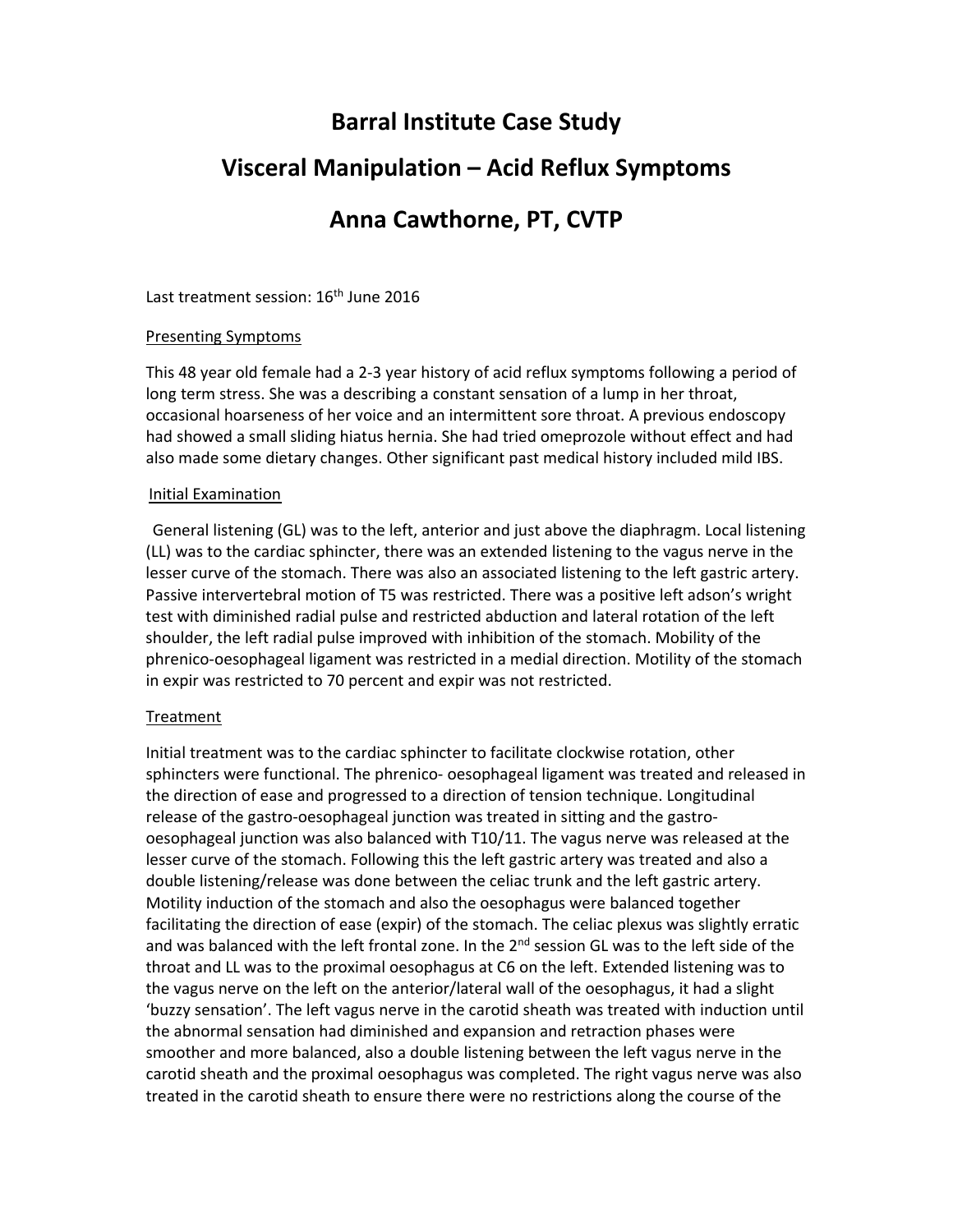# Barral Institute Case Study

# Visceral Manipulation – Acid Reflux Symptoms

# Anna Cawthorne, PT, CVTP

Last treatment session: 16th June 2016

## Presenting Symptoms

This 48 year old female had a 2-3 year history of acid reflux symptoms following a period of long term stress. She was a describing a constant sensation of a lump in her throat, occasional hoarseness of her voice and an intermittent sore throat. A previous endoscopy had showed a small sliding hiatus hernia. She had tried omeprozole without effect and had also made some dietary changes. Other significant past medical history included mild IBS.

## Initial Examination

General listening (GL) was to the left, anterior and just above the diaphragm. Local listening (LL) was to the cardiac sphincter, there was an extended listening to the vagus nerve in the lesser curve of the stomach. There was also an associated listening to the left gastric artery. Passive intervertebral motion of T5 was restricted. There was a positive left adson's wright test with diminished radial pulse and restricted abduction and lateral rotation of the left shoulder, the left radial pulse improved with inhibition of the stomach. Mobility of the phrenico-oesophageal ligament was restricted in a medial direction. Motility of the stomach in expir was restricted to 70 percent and expir was not restricted.

## Treatment

Initial treatment was to the cardiac sphincter to facilitate clockwise rotation, other sphincters were functional. The phrenico- oesophageal ligament was treated and released in the direction of ease and progressed to a direction of tension technique. Longitudinal release of the gastro-oesophageal junction was treated in sitting and the gastro-oesophageal junction was also balanced with T10/11. The vagus nerve was released at the lesser curve of the stomach. Following this the left gastric artery was treated and also a double listening/release was done between the celiac trunk and the left gastric artery. Motility induction of the stomach and also the oesophagus were balanced together facilitating the direction of ease (expir) of the stomach. The celiac plexus was slightly erratic and was balanced with the left frontal zone. In the 2nd session GL was to the left side of the throat and LL was to the proximal oesophagus at C6 on the left. Extended listening was to the vagus nerve on the left on the anterior/lateral wall of the oesophagus, it had a slight 'buzzy sensation'. The left vagus nerve in the carotid sheath was treated with induction until the abnormal sensation had diminished and expansion and retraction phases were smoother and more balanced, also a double listening between the left vagus nerve in the carotid sheath and the proximal oesophagus was completed. The right vagus nerve was also treated in the carotid sheath to ensure there were no restrictions along the course of the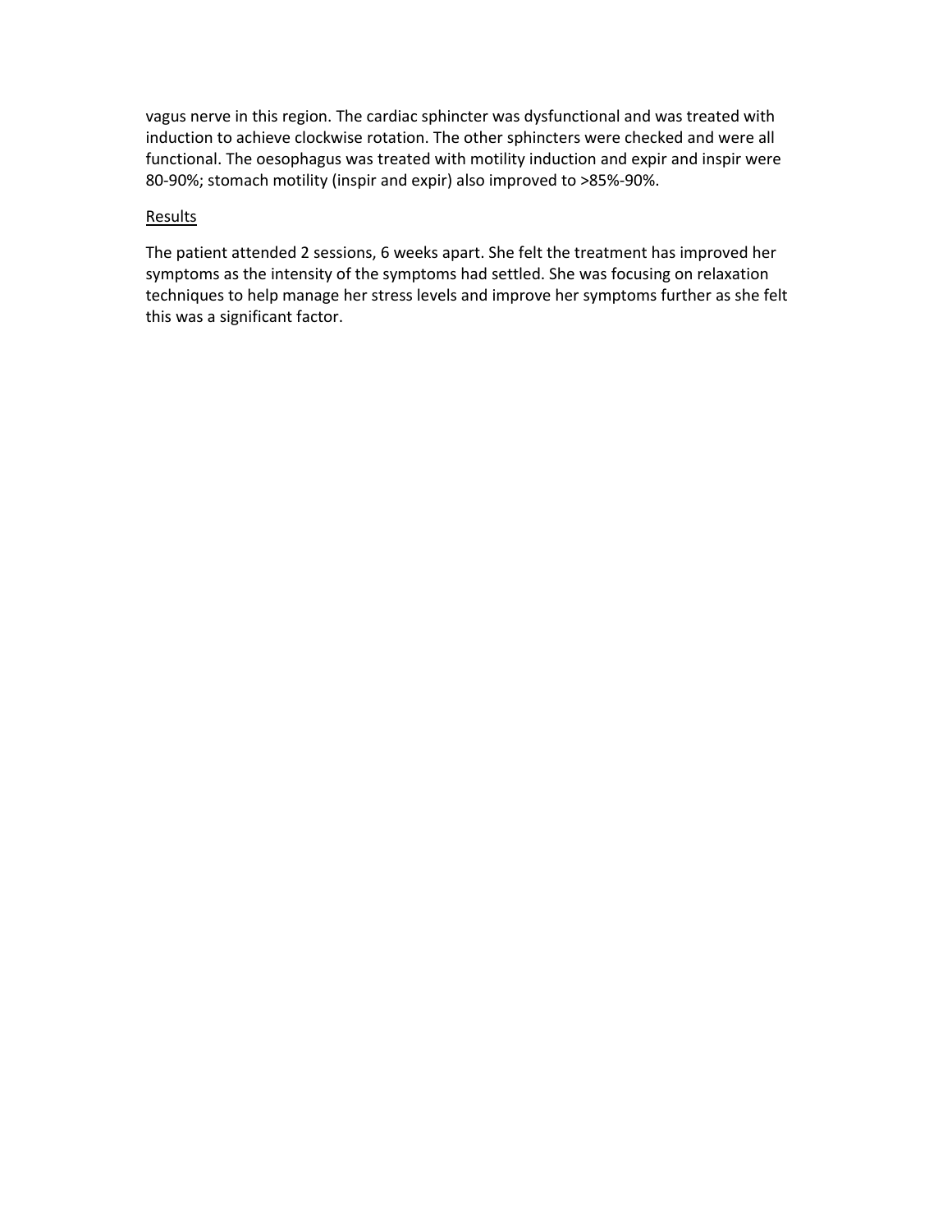vagus nerve in this region. The cardiac sphincter was dysfunctional and was treated with induction to achieve clockwise rotation. The other sphincters were checked and were all functional. The oesophagus was treated with motility induction and expir and inspir were 80-90%; stomach motility (inspir and expir) also improved to >85%-90%.

## Results

The patient attended 2 sessions, 6 weeks apart. She felt the treatment has improved her symptoms as the intensity of the symptoms had settled. She was focusing on relaxation techniques to help manage her stress levels and improve her symptoms further as she felt this was a significant factor.